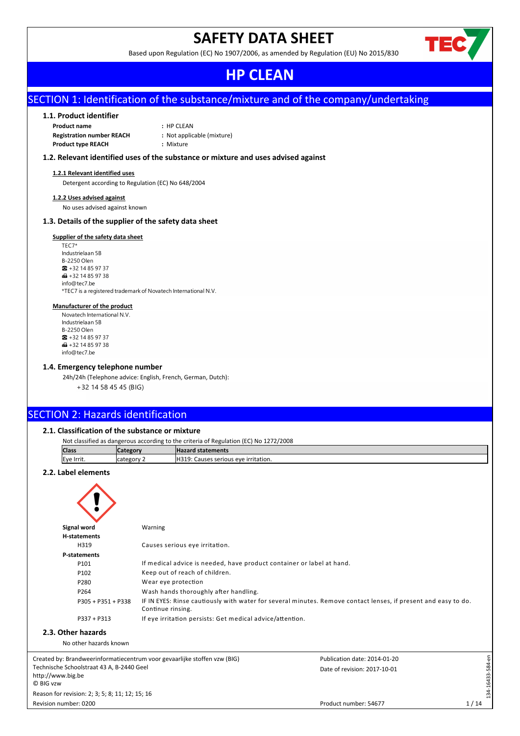# SAFETY DATA SHEET

Based upon Regulation (EC) No 1907/2006, as amended by Regulation (EU) No 2015/830

# HP CLEAN

## SECTION 1: Identification of the substance/mixture and of the company/undertaking

### 1.1. Product identifier

**Product name** : HP CLEAN
**Registration number REACH** : Not applicable (mixture)
**Product type REACH** : Mixture

### 1.2. Relevant identified uses of the substance or mixture and uses advised against

**1.2.1 Relevant identified uses**

Detergent according to Regulation (EC) No 648/2004

**1.2.2 Uses advised against**

No uses advised against known

### 1.3. Details of the supplier of the safety data sheet

**Supplier of the safety data sheet**

TEC7*
Industrielaan 5B
B-2250 Olen
☎ +32 14 85 97 37
🖷 +32 14 85 97 38
info@tec7.be
*TEC7 is a registered trademark of Novatech International N.V.

**Manufacturer of the product**

Novatech International N.V.
Industrielaan 5B
B-2250 Olen
☎ +32 14 85 97 37
🖷 +32 14 85 97 38
info@tec7.be

### 1.4. Emergency telephone number

24h/24h (Telephone advice: English, French, German, Dutch):
+32 14 58 45 45 (BIG)

## SECTION 2: Hazards identification

### 2.1. Classification of the substance or mixture

Not classified as dangerous according to the criteria of Regulation (EC) No 1272/2008

| Class | Category | Hazard statements |
|---|---|---|
| Eye Irrit. | category 2 | H319: Causes serious eye irritation. |

### 2.2. Label elements

**Signal word** Warning

**H-statements**

| | |
|---|---|
| H319 | Causes serious eye irritation. |

**P-statements**

| | |
|---|---|
| P101 | If medical advice is needed, have product container or label at hand. |
| P102 | Keep out of reach of children. |
| P280 | Wear eye protection |
| P264 | Wash hands thoroughly after handling. |
| P305 + P351 + P338 | IF IN EYES: Rinse cautiously with water for several minutes. Remove contact lenses, if present and easy to do. Continue rinsing. |
| P337 + P313 | If eye irritation persists: Get medical advice/attention. |

### 2.3. Other hazards

No other hazards known

Created by: Brandweerinformatiecentrum voor gevaarlijke stoffen vzw (BIG)
Technische Schoolstraat 43 A, B-2440 Geel
http://www.big.be
© BIG vzw
Reason for revision: 2; 3; 5; 8; 11; 12; 15; 16
Revision number: 0200

Publication date: 2014-01-20
Date of revision: 2017-10-01
Product number: 54677

134-16433-584-en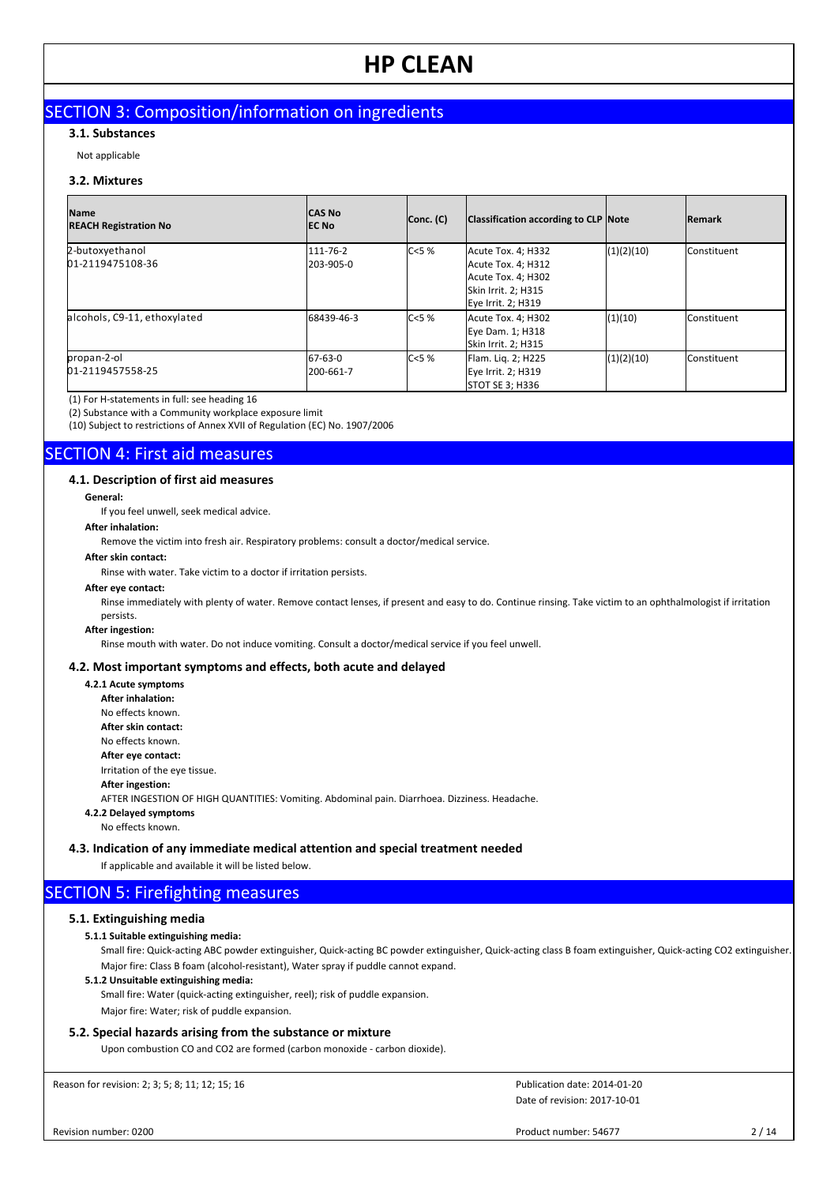## SECTION 3: Composition/information on ingredients

### 3.1. Substances

Not applicable

### 3.2. Mixtures

| Name<br>REACH Registration No | CAS No<br>EC No | Conc. (C) | Classification according to CLP | Note | Remark |
|---|---|---|---|---|---|
| 2-butoxyethanol<br>01-2119475108-36 | 111-76-2<br>203-905-0 | C<5 % | Acute Tox. 4; H332<br>Acute Tox. 4; H312<br>Acute Tox. 4; H302<br>Skin Irrit. 2; H315<br>Eye Irrit. 2; H319 | (1)(2)(10) | Constituent |
| alcohols, C9-11, ethoxylated | 68439-46-3 | C<5 % | Acute Tox. 4; H302<br>Eye Dam. 1; H318<br>Skin Irrit. 2; H315 | (1)(10) | Constituent |
| propan-2-ol<br>01-2119457558-25 | 67-63-0<br>200-661-7 | C<5 % | Flam. Liq. 2; H225<br>Eye Irrit. 2; H319<br>STOT SE 3; H336 | (1)(2)(10) | Constituent |

(1) For H-statements in full: see heading 16

(2) Substance with a Community workplace exposure limit

(10) Subject to restrictions of Annex XVII of Regulation (EC) No. 1907/2006

## SECTION 4: First aid measures

### 4.1. Description of first aid measures

**General:**

If you feel unwell, seek medical advice.

**After inhalation:**

Remove the victim into fresh air. Respiratory problems: consult a doctor/medical service.

**After skin contact:**

Rinse with water. Take victim to a doctor if irritation persists.

**After eye contact:**

Rinse immediately with plenty of water. Remove contact lenses, if present and easy to do. Continue rinsing. Take victim to an ophthalmologist if irritation persists.

**After ingestion:**

Rinse mouth with water. Do not induce vomiting. Consult a doctor/medical service if you feel unwell.

### 4.2. Most important symptoms and effects, both acute and delayed

**4.2.1 Acute symptoms**

**After inhalation:**

No effects known.

**After skin contact:**

No effects known.

**After eye contact:**

Irritation of the eye tissue.

**After ingestion:**

AFTER INGESTION OF HIGH QUANTITIES: Vomiting. Abdominal pain. Diarrhoea. Dizziness. Headache.

**4.2.2 Delayed symptoms**

No effects known.

### 4.3. Indication of any immediate medical attention and special treatment needed

If applicable and available it will be listed below.

## SECTION 5: Firefighting measures

### 5.1. Extinguishing media

**5.1.1 Suitable extinguishing media:**

Small fire: Quick-acting ABC powder extinguisher, Quick-acting BC powder extinguisher, Quick-acting class B foam extinguisher, Quick-acting CO2 extinguisher. Major fire: Class B foam (alcohol-resistant), Water spray if puddle cannot expand.

**5.1.2 Unsuitable extinguishing media:**

Small fire: Water (quick-acting extinguisher, reel); risk of puddle expansion.

Major fire: Water; risk of puddle expansion.

### 5.2. Special hazards arising from the substance or mixture

Upon combustion CO and CO2 are formed (carbon monoxide - carbon dioxide).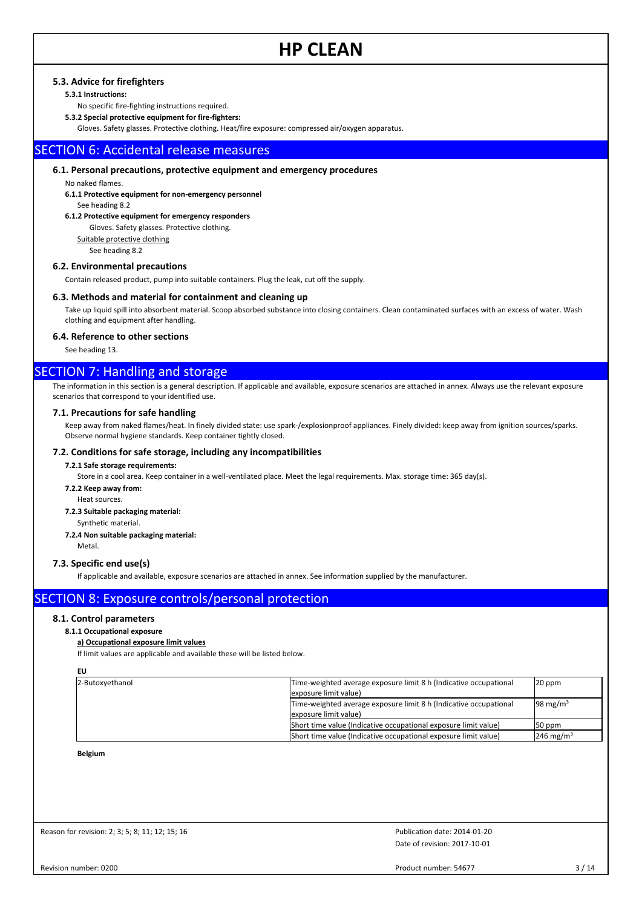### 5.3. Advice for firefighters

**5.3.1 Instructions:**

No specific fire-fighting instructions required.

**5.3.2 Special protective equipment for fire-fighters:**

Gloves. Safety glasses. Protective clothing. Heat/fire exposure: compressed air/oxygen apparatus.

## SECTION 6: Accidental release measures

### 6.1. Personal precautions, protective equipment and emergency procedures

No naked flames.

**6.1.1 Protective equipment for non-emergency personnel**

See heading 8.2

**6.1.2 Protective equipment for emergency responders**

Gloves. Safety glasses. Protective clothing.

Suitable protective clothing

See heading 8.2

### 6.2. Environmental precautions

Contain released product, pump into suitable containers. Plug the leak, cut off the supply.

### 6.3. Methods and material for containment and cleaning up

Take up liquid spill into absorbent material. Scoop absorbed substance into closing containers. Clean contaminated surfaces with an excess of water. Wash clothing and equipment after handling.

### 6.4. Reference to other sections

See heading 13.

## SECTION 7: Handling and storage

The information in this section is a general description. If applicable and available, exposure scenarios are attached in annex. Always use the relevant exposure scenarios that correspond to your identified use.

### 7.1. Precautions for safe handling

Keep away from naked flames/heat. In finely divided state: use spark-/explosionproof appliances. Finely divided: keep away from ignition sources/sparks. Observe normal hygiene standards. Keep container tightly closed.

### 7.2. Conditions for safe storage, including any incompatibilities

**7.2.1 Safe storage requirements:**

Store in a cool area. Keep container in a well-ventilated place. Meet the legal requirements. Max. storage time: 365 day(s).

**7.2.2 Keep away from:**

Heat sources.

**7.2.3 Suitable packaging material:**

Synthetic material.

**7.2.4 Non suitable packaging material:**

Metal.

### 7.3. Specific end use(s)

If applicable and available, exposure scenarios are attached in annex. See information supplied by the manufacturer.

## SECTION 8: Exposure controls/personal protection

### 8.1. Control parameters

**8.1.1 Occupational exposure**

**a) Occupational exposure limit values**

If limit values are applicable and available these will be listed below.

**EU**

| | | |
|---|---|---|
| 2-Butoxyethanol | Time-weighted average exposure limit 8 h (Indicative occupational exposure limit value) | 20 ppm |
| | Time-weighted average exposure limit 8 h (Indicative occupational exposure limit value) | 98 mg/m³ |
| | Short time value (Indicative occupational exposure limit value) | 50 ppm |
| | Short time value (Indicative occupational exposure limit value) | 246 mg/m³ |

**Belgium**

Reason for revision: 2; 3; 5; 8; 11; 12; 15; 16

Publication date: 2014-01-20

Date of revision: 2017-10-01

Revision number: 0200

Product number: 54677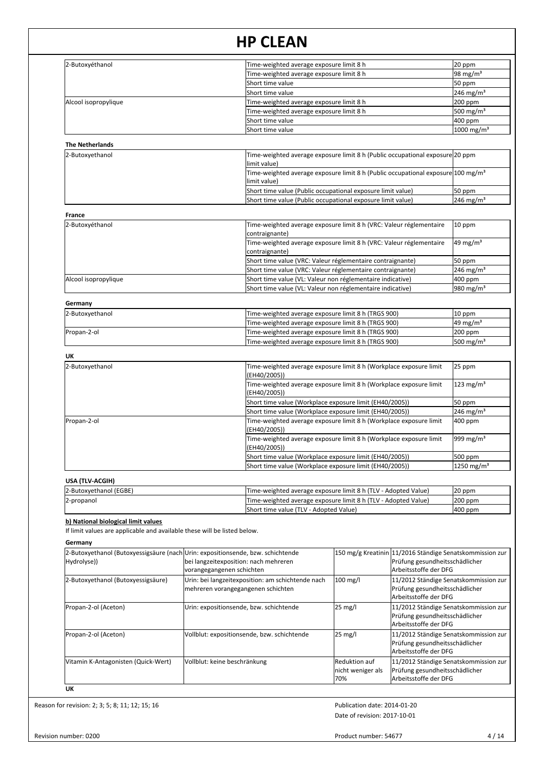| | | |
|---|---|---|
| 2-Butoxyéthanol | Time-weighted average exposure limit 8 h | 20 ppm |
| | Time-weighted average exposure limit 8 h | 98 mg/m³ |
| | Short time value | 50 ppm |
| | Short time value | 246 mg/m³ |
| Alcool isopropylique | Time-weighted average exposure limit 8 h | 200 ppm |
| | Time-weighted average exposure limit 8 h | 500 mg/m³ |
| | Short time value | 400 ppm |
| | Short time value | 1000 mg/m³ |

**The Netherlands**

| | | |
|---|---|---|
| 2-Butoxyethanol | Time-weighted average exposure limit 8 h (Public occupational exposure limit value) | 20 ppm |
| | Time-weighted average exposure limit 8 h (Public occupational exposure limit value) | 100 mg/m³ |
| | Short time value (Public occupational exposure limit value) | 50 ppm |
| | Short time value (Public occupational exposure limit value) | 246 mg/m³ |

**France**

| | | |
|---|---|---|
| 2-Butoxyéthanol | Time-weighted average exposure limit 8 h (VRC: Valeur réglementaire contraignante) | 10 ppm |
| | Time-weighted average exposure limit 8 h (VRC: Valeur réglementaire contraignante) | 49 mg/m³ |
| | Short time value (VRC: Valeur réglementaire contraignante) | 50 ppm |
| | Short time value (VRC: Valeur réglementaire contraignante) | 246 mg/m³ |
| Alcool isopropylique | Short time value (VL: Valeur non réglementaire indicative) | 400 ppm |
| | Short time value (VL: Valeur non réglementaire indicative) | 980 mg/m³ |

**Germany**

| | | |
|---|---|---|
| 2-Butoxyethanol | Time-weighted average exposure limit 8 h (TRGS 900) | 10 ppm |
| | Time-weighted average exposure limit 8 h (TRGS 900) | 49 mg/m³ |
| Propan-2-ol | Time-weighted average exposure limit 8 h (TRGS 900) | 200 ppm |
| | Time-weighted average exposure limit 8 h (TRGS 900) | 500 mg/m³ |

**UK**

| | | |
|---|---|---|
| 2-Butoxyethanol | Time-weighted average exposure limit 8 h (Workplace exposure limit (EH40/2005)) | 25 ppm |
| | Time-weighted average exposure limit 8 h (Workplace exposure limit (EH40/2005)) | 123 mg/m³ |
| | Short time value (Workplace exposure limit (EH40/2005)) | 50 ppm |
| | Short time value (Workplace exposure limit (EH40/2005)) | 246 mg/m³ |
| Propan-2-ol | Time-weighted average exposure limit 8 h (Workplace exposure limit (EH40/2005)) | 400 ppm |
| | Time-weighted average exposure limit 8 h (Workplace exposure limit (EH40/2005)) | 999 mg/m³ |
| | Short time value (Workplace exposure limit (EH40/2005)) | 500 ppm |
| | Short time value (Workplace exposure limit (EH40/2005)) | 1250 mg/m³ |

**USA (TLV-ACGIH)**

| | | |
|---|---|---|
| 2-Butoxyethanol (EGBE) | Time-weighted average exposure limit 8 h (TLV - Adopted Value) | 20 ppm |
| 2-propanol | Time-weighted average exposure limit 8 h (TLV - Adopted Value) | 200 ppm |
| | Short time value (TLV - Adopted Value) | 400 ppm |

**b) National biological limit values**

If limit values are applicable and available these will be listed below.

**Germany**

| | | | |
|---|---|---|---|
| 2-Butoxyethanol (Butoxyessigsäure (nach Hydrolyse)) | Urin: expositionsende, bzw. schichtende bei langzeitexposition: nach mehreren vorangegangenen schichten | 150 mg/g Kreatinin | 11/2016 Ständige Senatskommission zur Prüfung gesundheitsschädlicher Arbeitsstoffe der DFG |
| 2-Butoxyethanol (Butoxyessigsäure) | Urin: bei langzeitexposition: am schichtende nach mehreren vorangegangenen schichten | 100 mg/l | 11/2012 Ständige Senatskommission zur Prüfung gesundheitsschädlicher Arbeitsstoffe der DFG |
| Propan-2-ol (Aceton) | Urin: expositionsende, bzw. schichtende | 25 mg/l | 11/2012 Ständige Senatskommission zur Prüfung gesundheitsschädlicher Arbeitsstoffe der DFG |
| Propan-2-ol (Aceton) | Vollblut: expositionsende, bzw. schichtende | 25 mg/l | 11/2012 Ständige Senatskommission zur Prüfung gesundheitsschädlicher Arbeitsstoffe der DFG |
| Vitamin K-Antagonisten (Quick-Wert) | Vollblut: keine beschränkung | Reduktion auf nicht weniger als 70% | 11/2012 Ständige Senatskommission zur Prüfung gesundheitsschädlicher Arbeitsstoffe der DFG |

**UK**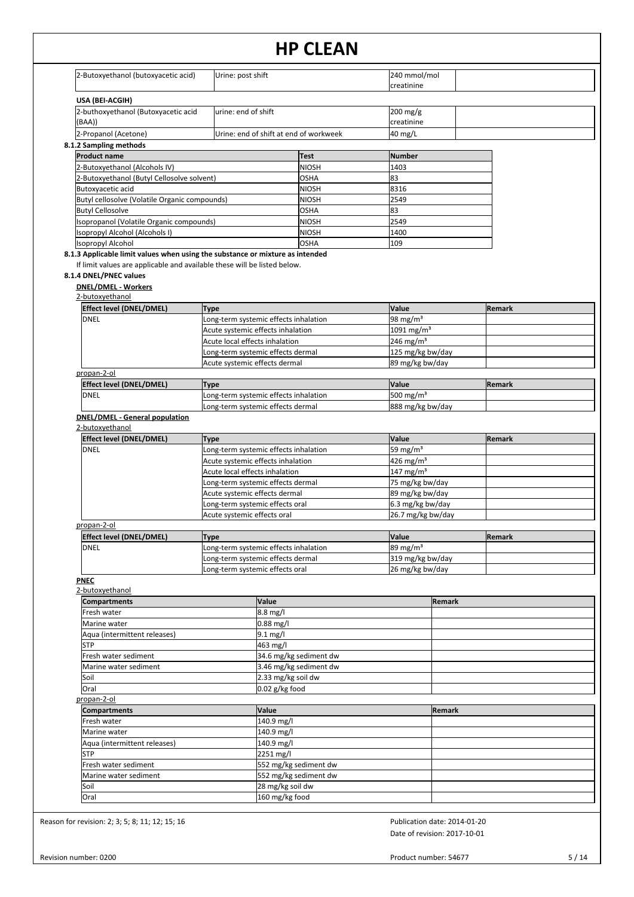| 2-Butoxyethanol (butoxyacetic acid) | Urine: post shift | 240 mmol/mol creatinine | |
|---|---|---|---|

**USA (BEI-ACGIH)**

| 2-buthoxyethanol (Butoxyacetic acid (BAA)) | urine: end of shift | 200 mg/g creatinine | |
|---|---|---|---|
| 2-Propanol (Acetone) | Urine: end of shift at end of workweek | 40 mg/L | |

### 8.1.2 Sampling methods

| Product name | Test | Number |
|---|---|---|
| 2-Butoxyethanol (Alcohols IV) | NIOSH | 1403 |
| 2-Butoxyethanol (Butyl Cellosolve solvent) | OSHA | 83 |
| Butoxyacetic acid | NIOSH | 8316 |
| Butyl cellosolve (Volatile Organic compounds) | NIOSH | 2549 |
| Butyl Cellosolve | OSHA | 83 |
| Isopropanol (Volatile Organic compounds) | NIOSH | 2549 |
| Isopropyl Alcohol (Alcohols I) | NIOSH | 1400 |
| Isopropyl Alcohol | OSHA | 109 |

### 8.1.3 Applicable limit values when using the substance or mixture as intended

If limit values are applicable and available these will be listed below.

### 8.1.4 DNEL/PNEC values

**DNEL/DMEL - Workers**

2-butoxyethanol

| Effect level (DNEL/DMEL) | Type | Value | Remark |
|---|---|---|---|
| DNEL | Long-term systemic effects inhalation | 98 mg/m³ | |
| | Acute systemic effects inhalation | 1091 mg/m³ | |
| | Acute local effects inhalation | 246 mg/m³ | |
| | Long-term systemic effects dermal | 125 mg/kg bw/day | |
| | Acute systemic effects dermal | 89 mg/kg bw/day | |

propan-2-ol

| Effect level (DNEL/DMEL) | Type | Value | Remark |
|---|---|---|---|
| DNEL | Long-term systemic effects inhalation | 500 mg/m³ | |
| | Long-term systemic effects dermal | 888 mg/kg bw/day | |

**DNEL/DMEL - General population**

2-butoxyethanol

| Effect level (DNEL/DMEL) | Type | Value | Remark |
|---|---|---|---|
| DNEL | Long-term systemic effects inhalation | 59 mg/m³ | |
| | Acute systemic effects inhalation | 426 mg/m³ | |
| | Acute local effects inhalation | 147 mg/m³ | |
| | Long-term systemic effects dermal | 75 mg/kg bw/day | |
| | Acute systemic effects dermal | 89 mg/kg bw/day | |
| | Long-term systemic effects oral | 6.3 mg/kg bw/day | |
| | Acute systemic effects oral | 26.7 mg/kg bw/day | |

propan-2-ol

| Effect level (DNEL/DMEL) | Type | Value | Remark |
|---|---|---|---|
| DNEL | Long-term systemic effects inhalation | 89 mg/m³ | |
| | Long-term systemic effects dermal | 319 mg/kg bw/day | |
| | Long-term systemic effects oral | 26 mg/kg bw/day | |

**PNEC**

2-butoxyethanol

| Compartments | Value | Remark |
|---|---|---|
| Fresh water | 8.8 mg/l | |
| Marine water | 0.88 mg/l | |
| Aqua (intermittent releases) | 9.1 mg/l | |
| STP | 463 mg/l | |
| Fresh water sediment | 34.6 mg/kg sediment dw | |
| Marine water sediment | 3.46 mg/kg sediment dw | |
| Soil | 2.33 mg/kg soil dw | |
| Oral | 0.02 g/kg food | |

propan-2-ol

| Compartments | Value | Remark |
|---|---|---|
| Fresh water | 140.9 mg/l | |
| Marine water | 140.9 mg/l | |
| Aqua (intermittent releases) | 140.9 mg/l | |
| STP | 2251 mg/l | |
| Fresh water sediment | 552 mg/kg sediment dw | |
| Marine water sediment | 552 mg/kg sediment dw | |
| Soil | 28 mg/kg soil dw | |
| Oral | 160 mg/kg food | |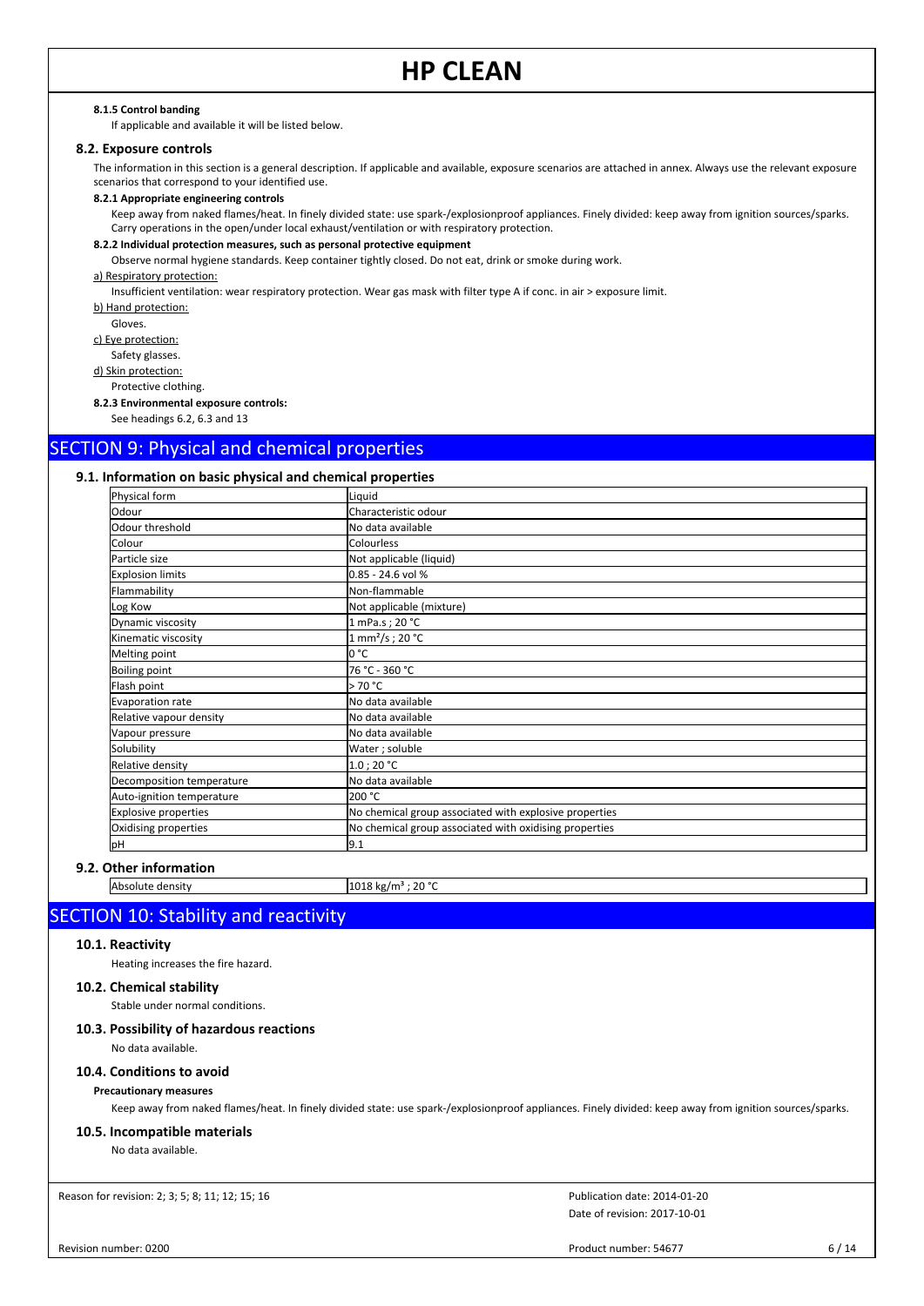#### 8.1.5 Control banding

If applicable and available it will be listed below.

### 8.2. Exposure controls

The information in this section is a general description. If applicable and available, exposure scenarios are attached in annex. Always use the relevant exposure scenarios that correspond to your identified use.

#### 8.2.1 Appropriate engineering controls

Keep away from naked flames/heat. In finely divided state: use spark-/explosionproof appliances. Finely divided: keep away from ignition sources/sparks. Carry operations in the open/under local exhaust/ventilation or with respiratory protection.

#### 8.2.2 Individual protection measures, such as personal protective equipment

Observe normal hygiene standards. Keep container tightly closed. Do not eat, drink or smoke during work.

a) Respiratory protection:

Insufficient ventilation: wear respiratory protection. Wear gas mask with filter type A if conc. in air > exposure limit.

b) Hand protection:

Gloves.

c) Eye protection:

Safety glasses.

d) Skin protection:

Protective clothing.

#### 8.2.3 Environmental exposure controls:

See headings 6.2, 6.3 and 13

## SECTION 9: Physical and chemical properties

### 9.1. Information on basic physical and chemical properties

| Property | Value |
|---|---|
| Physical form | Liquid |
| Odour | Characteristic odour |
| Odour threshold | No data available |
| Colour | Colourless |
| Particle size | Not applicable (liquid) |
| Explosion limits | 0.85 - 24.6 vol % |
| Flammability | Non-flammable |
| Log Kow | Not applicable (mixture) |
| Dynamic viscosity | 1 mPa.s ; 20 °C |
| Kinematic viscosity | 1 mm²/s ; 20 °C |
| Melting point | 0 °C |
| Boiling point | 76 °C - 360 °C |
| Flash point | > 70 °C |
| Evaporation rate | No data available |
| Relative vapour density | No data available |
| Vapour pressure | No data available |
| Solubility | Water ; soluble |
| Relative density | 1.0 ; 20 °C |
| Decomposition temperature | No data available |
| Auto-ignition temperature | 200 °C |
| Explosive properties | No chemical group associated with explosive properties |
| Oxidising properties | No chemical group associated with oxidising properties |
| pH | 9.1 |

### 9.2. Other information

| Property | Value |
|---|---|
| Absolute density | 1018 kg/m³ ; 20 °C |

## SECTION 10: Stability and reactivity

### 10.1. Reactivity

Heating increases the fire hazard.

### 10.2. Chemical stability

Stable under normal conditions.

### 10.3. Possibility of hazardous reactions

No data available.

### 10.4. Conditions to avoid

**Precautionary measures**

Keep away from naked flames/heat. In finely divided state: use spark-/explosionproof appliances. Finely divided: keep away from ignition sources/sparks.

### 10.5. Incompatible materials

No data available.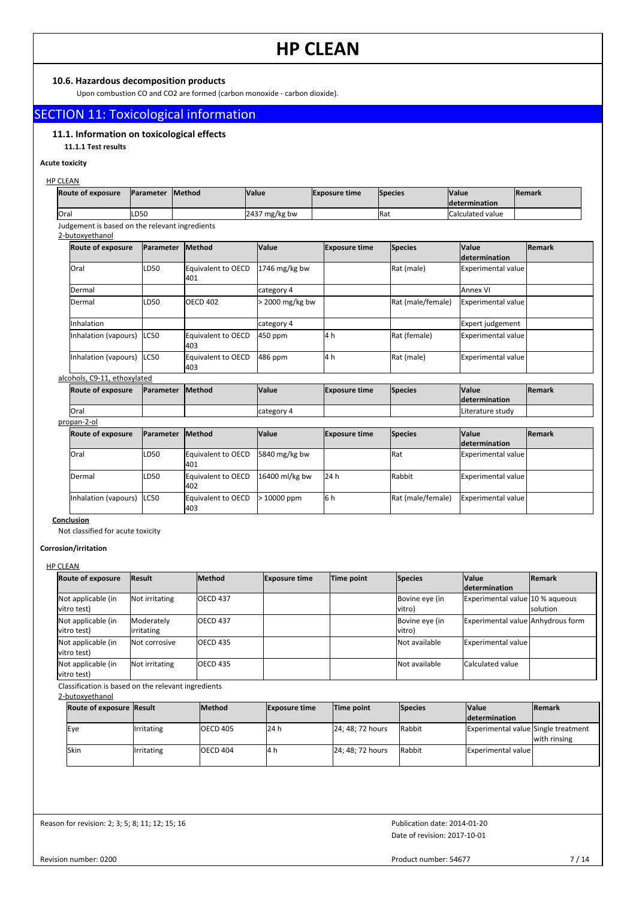### 10.6. Hazardous decomposition products

Upon combustion CO and CO2 are formed (carbon monoxide - carbon dioxide).

## SECTION 11: Toxicological information

### 11.1. Information on toxicological effects

#### 11.1.1 Test results

**Acute toxicity**

HP CLEAN

| Route of exposure | Parameter | Method | Value | Exposure time | Species | Value determination | Remark |
|---|---|---|---|---|---|---|---|
| Oral | LD50 | | 2437 mg/kg bw | | Rat | Calculated value | |

Judgement is based on the relevant ingredients

2-butoxyethanol

| Route of exposure | Parameter | Method | Value | Exposure time | Species | Value determination | Remark |
|---|---|---|---|---|---|---|---|
| Oral | LD50 | Equivalent to OECD 401 | 1746 mg/kg bw | | Rat (male) | Experimental value | |
| Dermal | | | category 4 | | | Annex VI | |
| Dermal | LD50 | OECD 402 | > 2000 mg/kg bw | | Rat (male/female) | Experimental value | |
| Inhalation | | | category 4 | | | Expert judgement | |
| Inhalation (vapours) | LC50 | Equivalent to OECD 403 | 450 ppm | 4 h | Rat (female) | Experimental value | |
| Inhalation (vapours) | LC50 | Equivalent to OECD 403 | 486 ppm | 4 h | Rat (male) | Experimental value | |

alcohols, C9-11, ethoxylated

| Route of exposure | Parameter | Method | Value | Exposure time | Species | Value determination | Remark |
|---|---|---|---|---|---|---|---|
| Oral | | | category 4 | | | Literature study | |

propan-2-ol

| Route of exposure | Parameter | Method | Value | Exposure time | Species | Value determination | Remark |
|---|---|---|---|---|---|---|---|
| Oral | LD50 | Equivalent to OECD 401 | 5840 mg/kg bw | | Rat | Experimental value | |
| Dermal | LD50 | Equivalent to OECD 402 | 16400 ml/kg bw | 24 h | Rabbit | Experimental value | |
| Inhalation (vapours) | LC50 | Equivalent to OECD 403 | > 10000 ppm | 6 h | Rat (male/female) | Experimental value | |

**Conclusion**

Not classified for acute toxicity

**Corrosion/irritation**

HP CLEAN

| Route of exposure | Result | Method | Exposure time | Time point | Species | Value determination | Remark |
|---|---|---|---|---|---|---|---|
| Not applicable (in vitro test) | Not irritating | OECD 437 | | | Bovine eye (in vitro) | Experimental value | 10 % aqueous solution |
| Not applicable (in vitro test) | Moderately irritating | OECD 437 | | | Bovine eye (in vitro) | Experimental value | Anhydrous form |
| Not applicable (in vitro test) | Not corrosive | OECD 435 | | | Not available | Experimental value | |
| Not applicable (in vitro test) | Not irritating | OECD 435 | | | Not available | Calculated value | |

Classification is based on the relevant ingredients

2-butoxyethanol

| Route of exposure | Result | Method | Exposure time | Time point | Species | Value determination | Remark |
|---|---|---|---|---|---|---|---|
| Eye | Irritating | OECD 405 | 24 h | 24; 48; 72 hours | Rabbit | Experimental value | Single treatment with rinsing |
| Skin | Irritating | OECD 404 | 4 h | 24; 48; 72 hours | Rabbit | Experimental value | |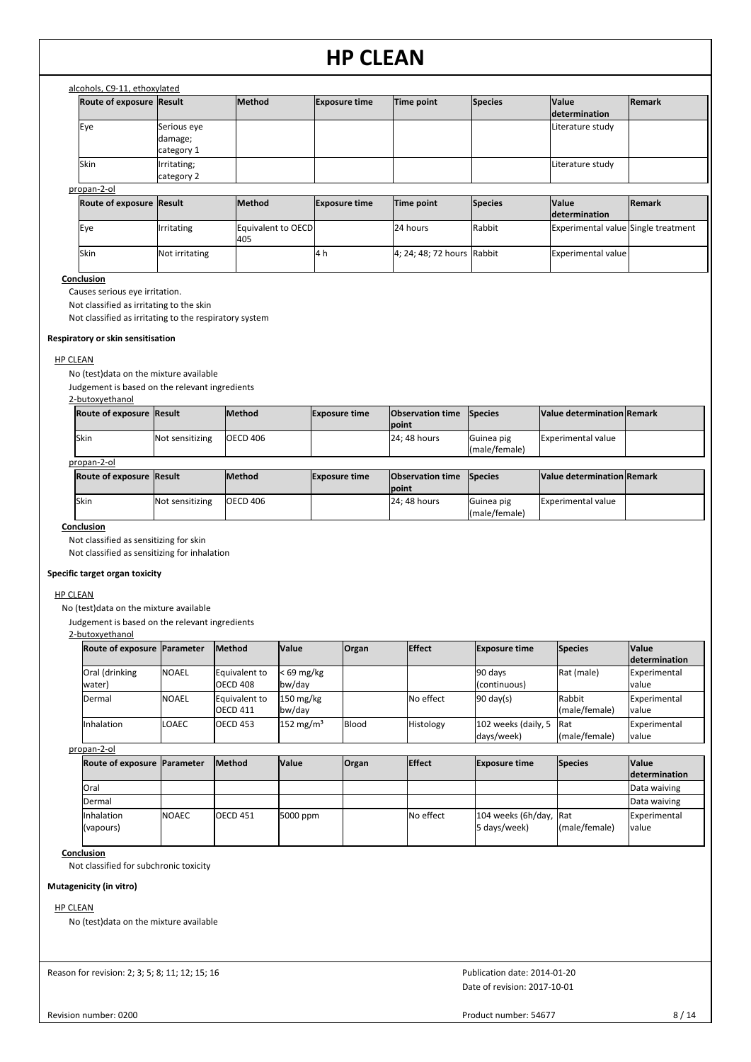alcohols, C9-11, ethoxylated

| Route of exposure | Result | Method | Exposure time | Time point | Species | Value determination | Remark |
|---|---|---|---|---|---|---|---|
| Eye | Serious eye damage; category 1 | | | | | Literature study | |
| Skin | Irritating; category 2 | | | | | Literature study | |

propan-2-ol

| Route of exposure | Result | Method | Exposure time | Time point | Species | Value determination | Remark |
|---|---|---|---|---|---|---|---|
| Eye | Irritating | Equivalent to OECD 405 | | 24 hours | Rabbit | Experimental value | Single treatment |
| Skin | Not irritating | | 4 h | 4; 24; 48; 72 hours | Rabbit | Experimental value | |

**Conclusion**

Causes serious eye irritation.

Not classified as irritating to the skin

Not classified as irritating to the respiratory system

**Respiratory or skin sensitisation**

HP CLEAN

No (test)data on the mixture available

Judgement is based on the relevant ingredients

2-butoxyethanol

| Route of exposure | Result | Method | Exposure time | Observation time point | Species | Value determination | Remark |
|---|---|---|---|---|---|---|---|
| Skin | Not sensitizing | OECD 406 | | 24; 48 hours | Guinea pig (male/female) | Experimental value | |

propan-2-ol

| Route of exposure | Result | Method | Exposure time | Observation time point | Species | Value determination | Remark |
|---|---|---|---|---|---|---|---|
| Skin | Not sensitizing | OECD 406 | | 24; 48 hours | Guinea pig (male/female) | Experimental value | |

**Conclusion**

Not classified as sensitizing for skin

Not classified as sensitizing for inhalation

**Specific target organ toxicity**

HP CLEAN

No (test)data on the mixture available

Judgement is based on the relevant ingredients

2-butoxyethanol

| Route of exposure | Parameter | Method | Value | Organ | Effect | Exposure time | Species | Value determination |
|---|---|---|---|---|---|---|---|---|
| Oral (drinking water) | NOAEL | Equivalent to OECD 408 | < 69 mg/kg bw/day | | | 90 days (continuous) | Rat (male) | Experimental value |
| Dermal | NOAEL | Equivalent to OECD 411 | 150 mg/kg bw/day | | No effect | 90 day(s) | Rabbit (male/female) | Experimental value |
| Inhalation | LOAEC | OECD 453 | 152 mg/m³ | Blood | Histology | 102 weeks (daily, 5 days/week) | Rat (male/female) | Experimental value |

propan-2-ol

| Route of exposure | Parameter | Method | Value | Organ | Effect | Exposure time | Species | Value determination |
|---|---|---|---|---|---|---|---|---|
| Oral | | | | | | | | Data waiving |
| Dermal | | | | | | | | Data waiving |
| Inhalation (vapours) | NOAEC | OECD 451 | 5000 ppm | | No effect | 104 weeks (6h/day, 5 days/week) | Rat (male/female) | Experimental value |

**Conclusion**

Not classified for subchronic toxicity

**Mutagenicity (in vitro)**

HP CLEAN

No (test)data on the mixture available

Reason for revision: 2; 3; 5; 8; 11; 12; 15; 16

Publication date: 2014-01-20

Date of revision: 2017-10-01

Revision number: 0200

Product number: 54677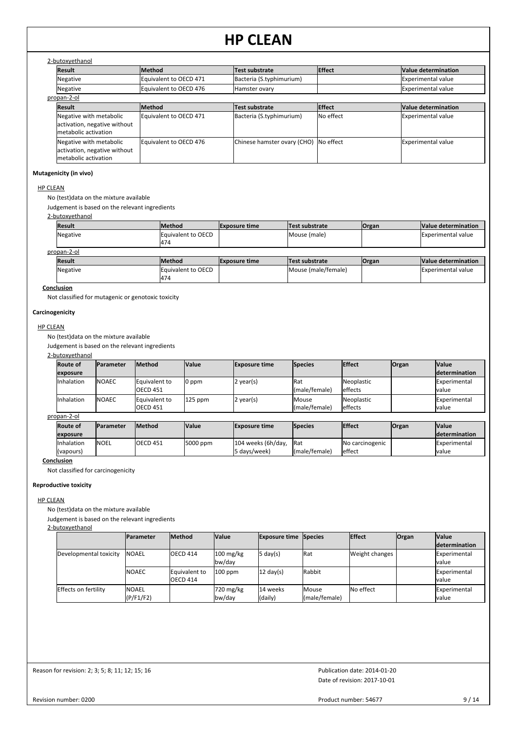2-butoxyethanol

| Result | Method | Test substrate | Effect | Value determination |
|---|---|---|---|---|
| Negative | Equivalent to OECD 471 | Bacteria (S.typhimurium) | | Experimental value |
| Negative | Equivalent to OECD 476 | Hamster ovary | | Experimental value |

propan-2-ol

| Result | Method | Test substrate | Effect | Value determination |
|---|---|---|---|---|
| Negative with metabolic activation, negative without metabolic activation | Equivalent to OECD 471 | Bacteria (S.typhimurium) | No effect | Experimental value |
| Negative with metabolic activation, negative without metabolic activation | Equivalent to OECD 476 | Chinese hamster ovary (CHO) | No effect | Experimental value |

**Mutagenicity (in vivo)**

HP CLEAN

No (test)data on the mixture available

Judgement is based on the relevant ingredients

2-butoxyethanol

| Result | Method | Exposure time | Test substrate | Organ | Value determination |
|---|---|---|---|---|---|
| Negative | Equivalent to OECD 474 | | Mouse (male) | | Experimental value |

propan-2-ol

| Result | Method | Exposure time | Test substrate | Organ | Value determination |
|---|---|---|---|---|---|
| Negative | Equivalent to OECD 474 | | Mouse (male/female) | | Experimental value |

**Conclusion**

Not classified for mutagenic or genotoxic toxicity

**Carcinogenicity**

HP CLEAN

No (test)data on the mixture available

Judgement is based on the relevant ingredients

2-butoxyethanol

| Route of exposure | Parameter | Method | Value | Exposure time | Species | Effect | Organ | Value determination |
|---|---|---|---|---|---|---|---|---|
| Inhalation | NOAEC | Equivalent to OECD 451 | 0 ppm | 2 year(s) | Rat (male/female) | Neoplastic effects | | Experimental value |
| Inhalation | NOAEC | Equivalent to OECD 451 | 125 ppm | 2 year(s) | Mouse (male/female) | Neoplastic effects | | Experimental value |

propan-2-ol

| Route of exposure | Parameter | Method | Value | Exposure time | Species | Effect | Organ | Value determination |
|---|---|---|---|---|---|---|---|---|
| Inhalation (vapours) | NOEL | OECD 451 | 5000 ppm | 104 weeks (6h/day, 5 days/week) | Rat (male/female) | No carcinogenic effect | | Experimental value |

**Conclusion**

Not classified for carcinogenicity

**Reproductive toxicity**

HP CLEAN

No (test)data on the mixture available

Judgement is based on the relevant ingredients

2-butoxyethanol

| | Parameter | Method | Value | Exposure time | Species | Effect | Organ | Value determination |
|---|---|---|---|---|---|---|---|---|
| Developmental toxicity | NOAEL | OECD 414 | 100 mg/kg bw/day | 5 day(s) | Rat | Weight changes | | Experimental value |
| | NOAEC | Equivalent to OECD 414 | 100 ppm | 12 day(s) | Rabbit | | | Experimental value |
| Effects on fertility | NOAEL (P/F1/F2) | | 720 mg/kg bw/day | 14 weeks (daily) | Mouse (male/female) | No effect | | Experimental value |

Reason for revision: 2; 3; 5; 8; 11; 12; 15; 16

Publication date: 2014-01-20

Date of revision: 2017-10-01

Revision number: 0200

Product number: 54677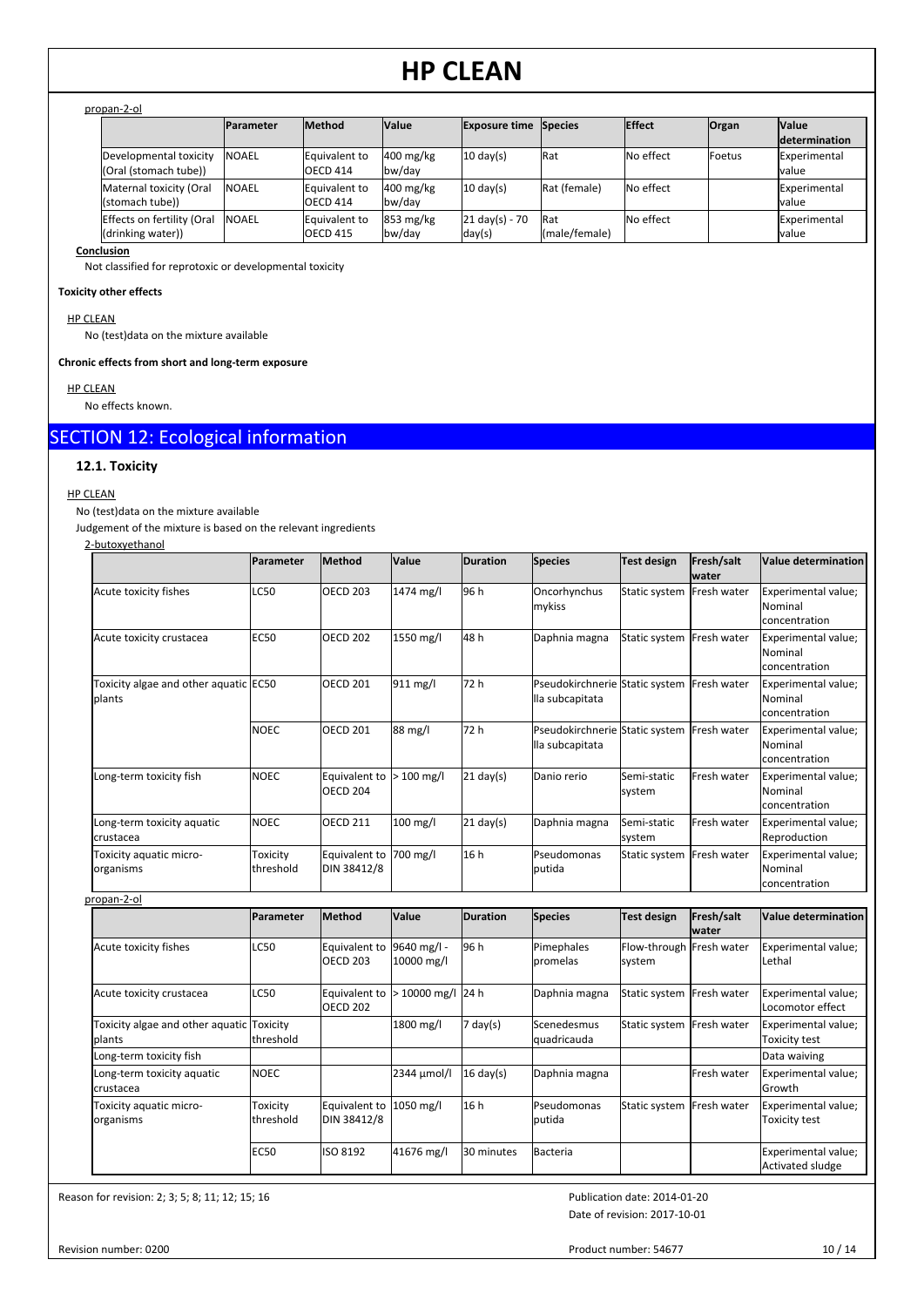propan-2-ol

| | Parameter | Method | Value | Exposure time | Species | Effect | Organ | Value determination |
|---|---|---|---|---|---|---|---|---|
| Developmental toxicity (Oral (stomach tube)) | NOAEL | Equivalent to OECD 414 | 400 mg/kg bw/day | 10 day(s) | Rat | No effect | Foetus | Experimental value |
| Maternal toxicity (Oral (stomach tube)) | NOAEL | Equivalent to OECD 414 | 400 mg/kg bw/day | 10 day(s) | Rat (female) | No effect | | Experimental value |
| Effects on fertility (Oral (drinking water)) | NOAEL | Equivalent to OECD 415 | 853 mg/kg bw/day | 21 day(s) - 70 day(s) | Rat (male/female) | No effect | | Experimental value |

**Conclusion**

Not classified for reprotoxic or developmental toxicity

**Toxicity other effects**

HP CLEAN

No (test)data on the mixture available

**Chronic effects from short and long-term exposure**

HP CLEAN

No effects known.

## SECTION 12: Ecological information

### 12.1. Toxicity

HP CLEAN

No (test)data on the mixture available

Judgement of the mixture is based on the relevant ingredients

2-butoxyethanol

| | Parameter | Method | Value | Duration | Species | Test design | Fresh/salt water | Value determination |
|---|---|---|---|---|---|---|---|---|
| Acute toxicity fishes | LC50 | OECD 203 | 1474 mg/l | 96 h | Oncorhynchus mykiss | Static system | Fresh water | Experimental value; Nominal concentration |
| Acute toxicity crustacea | EC50 | OECD 202 | 1550 mg/l | 48 h | Daphnia magna | Static system | Fresh water | Experimental value; Nominal concentration |
| Toxicity algae and other aquatic plants | EC50 | OECD 201 | 911 mg/l | 72 h | Pseudokirchneriella subcapitata | Static system | Fresh water | Experimental value; Nominal concentration |
| | NOEC | OECD 201 | 88 mg/l | 72 h | Pseudokirchneriella subcapitata | Static system | Fresh water | Experimental value; Nominal concentration |
| Long-term toxicity fish | NOEC | Equivalent to OECD 204 | > 100 mg/l | 21 day(s) | Danio rerio | Semi-static system | Fresh water | Experimental value; Nominal concentration |
| Long-term toxicity aquatic crustacea | NOEC | OECD 211 | 100 mg/l | 21 day(s) | Daphnia magna | Semi-static system | Fresh water | Experimental value; Reproduction |
| Toxicity aquatic micro-organisms | Toxicity threshold | Equivalent to DIN 38412/8 | 700 mg/l | 16 h | Pseudomonas putida | Static system | Fresh water | Experimental value; Nominal concentration |

propan-2-ol

| | Parameter | Method | Value | Duration | Species | Test design | Fresh/salt water | Value determination |
|---|---|---|---|---|---|---|---|---|
| Acute toxicity fishes | LC50 | Equivalent to OECD 203 | 9640 mg/l - 10000 mg/l | 96 h | Pimephales promelas | Flow-through system | Fresh water | Experimental value; Lethal |
| Acute toxicity crustacea | LC50 | Equivalent to OECD 202 | > 10000 mg/l | 24 h | Daphnia magna | Static system | Fresh water | Experimental value; Locomotor effect |
| Toxicity algae and other aquatic plants | Toxicity threshold | | 1800 mg/l | 7 day(s) | Scenedesmus quadricauda | Static system | Fresh water | Experimental value; Toxicity test |
| Long-term toxicity fish | | | | | | | | Data waiving |
| Long-term toxicity aquatic crustacea | NOEC | | 2344 µmol/l | 16 day(s) | Daphnia magna | | Fresh water | Experimental value; Growth |
| Toxicity aquatic micro-organisms | Toxicity threshold | Equivalent to DIN 38412/8 | 1050 mg/l | 16 h | Pseudomonas putida | Static system | Fresh water | Experimental value; Toxicity test |
| | EC50 | ISO 8192 | 41676 mg/l | 30 minutes | Bacteria | | | Experimental value; Activated sludge |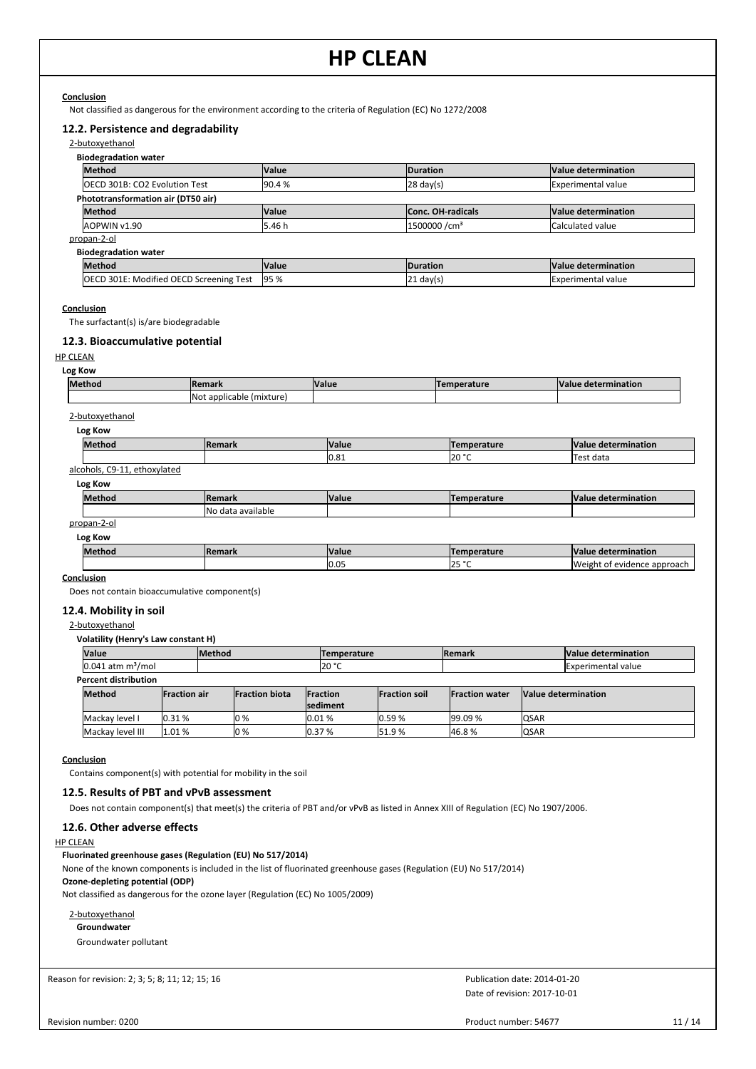**Conclusion**

Not classified as dangerous for the environment according to the criteria of Regulation (EC) No 1272/2008

### 12.2. Persistence and degradability

2-butoxyethanol

**Biodegradation water**

| Method | Value | Duration | Value determination |
|---|---|---|---|
| OECD 301B: CO2 Evolution Test | 90.4 % | 28 day(s) | Experimental value |

**Phototransformation air (DT50 air)**

| Method | Value | Conc. OH-radicals | Value determination |
|---|---|---|---|
| AOPWIN v1.90 | 5.46 h | 1500000 /cm³ | Calculated value |

propan-2-ol

**Biodegradation water**

| Method | Value | Duration | Value determination |
|---|---|---|---|
| OECD 301E: Modified OECD Screening Test | 95 % | 21 day(s) | Experimental value |

**Conclusion**

The surfactant(s) is/are biodegradable

### 12.3. Bioaccumulative potential

HP CLEAN

**Log Kow**

| Method | Remark | Value | Temperature | Value determination |
|---|---|---|---|---|
| | Not applicable (mixture) | | | |

2-butoxyethanol

**Log Kow**

| Method | Remark | Value | Temperature | Value determination |
|---|---|---|---|---|
| | | 0.81 | 20 °C | Test data |

alcohols, C9-11, ethoxylated

**Log Kow**

| Method | Remark | Value | Temperature | Value determination |
|---|---|---|---|---|
| | No data available | | | |

propan-2-ol

**Log Kow**

| Method | Remark | Value | Temperature | Value determination |
|---|---|---|---|---|
| | | 0.05 | 25 °C | Weight of evidence approach |

**Conclusion**

Does not contain bioaccumulative component(s)

### 12.4. Mobility in soil

2-butoxyethanol

**Volatility (Henry's Law constant H)**

| Value | Method | Temperature | Remark | Value determination |
|---|---|---|---|---|
| 0.041 atm m³/mol | | 20 °C | | Experimental value |

**Percent distribution**

| Method | Fraction air | Fraction biota | Fraction sediment | Fraction soil | Fraction water | Value determination |
|---|---|---|---|---|---|---|
| Mackay level I | 0.31 % | 0 % | 0.01 % | 0.59 % | 99.09 % | QSAR |
| Mackay level III | 1.01 % | 0 % | 0.37 % | 51.9 % | 46.8 % | QSAR |

**Conclusion**

Contains component(s) with potential for mobility in the soil

### 12.5. Results of PBT and vPvB assessment

Does not contain component(s) that meet(s) the criteria of PBT and/or vPvB as listed in Annex XIII of Regulation (EC) No 1907/2006.

### 12.6. Other adverse effects

HP CLEAN

**Fluorinated greenhouse gases (Regulation (EU) No 517/2014)**

None of the known components is included in the list of fluorinated greenhouse gases (Regulation (EU) No 517/2014)

**Ozone-depleting potential (ODP)**

Not classified as dangerous for the ozone layer (Regulation (EC) No 1005/2009)

2-butoxyethanol

**Groundwater**

Groundwater pollutant

Reason for revision: 2; 3; 5; 8; 11; 12; 15; 16

Publication date: 2014-01-20
Date of revision: 2017-10-01

Revision number: 0200

Product number: 54677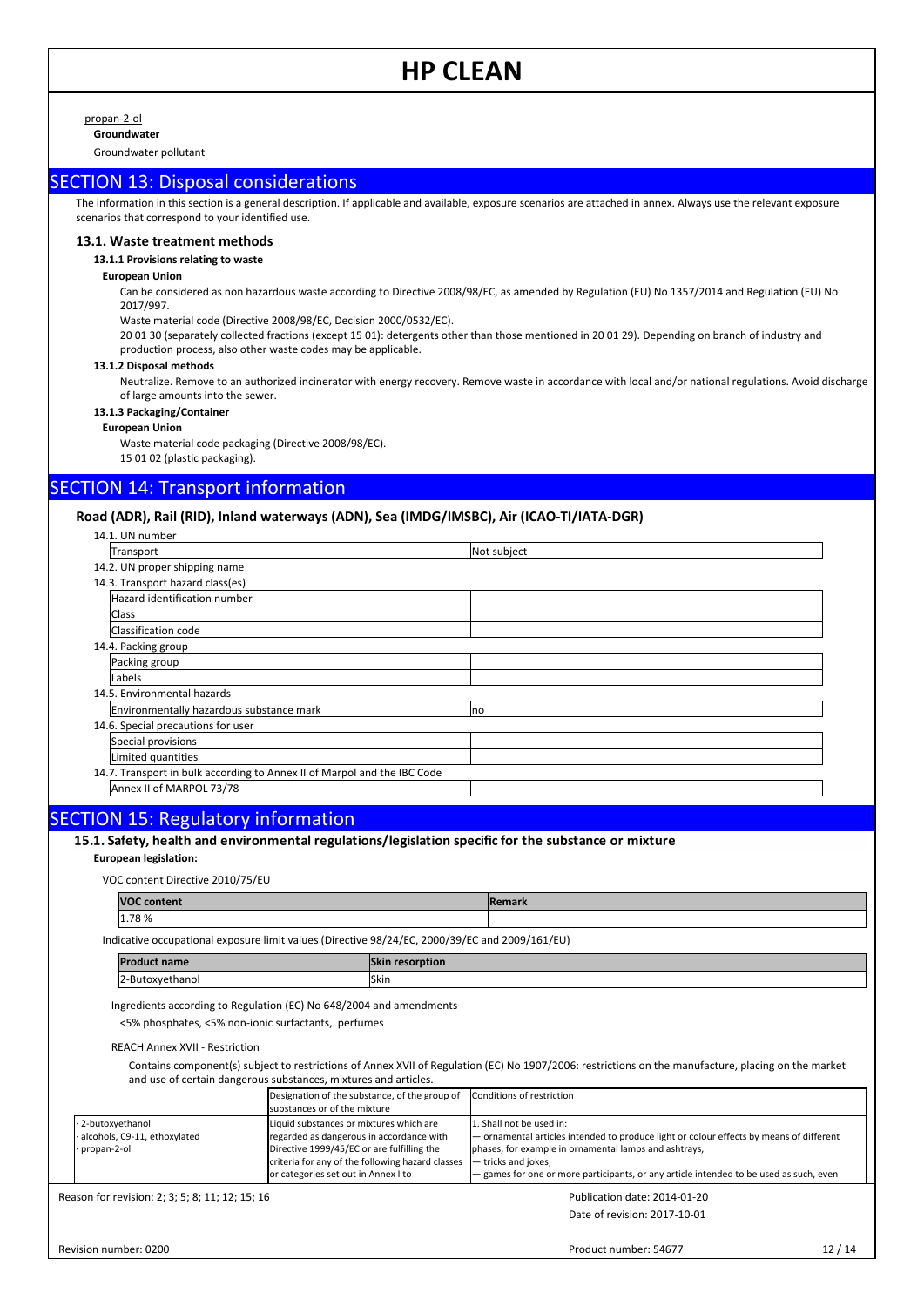propan-2-ol

**Groundwater**

Groundwater pollutant

## SECTION 13: Disposal considerations

The information in this section is a general description. If applicable and available, exposure scenarios are attached in annex. Always use the relevant exposure scenarios that correspond to your identified use.

### 13.1. Waste treatment methods

#### 13.1.1 Provisions relating to waste

**European Union**

Can be considered as non hazardous waste according to Directive 2008/98/EC, as amended by Regulation (EU) No 1357/2014 and Regulation (EU) No 2017/997.

Waste material code (Directive 2008/98/EC, Decision 2000/0532/EC).

20 01 30 (separately collected fractions (except 15 01): detergents other than those mentioned in 20 01 29). Depending on branch of industry and production process, also other waste codes may be applicable.

#### 13.1.2 Disposal methods

Neutralize. Remove to an authorized incinerator with energy recovery. Remove waste in accordance with local and/or national regulations. Avoid discharge of large amounts into the sewer.

#### 13.1.3 Packaging/Container

**European Union**

Waste material code packaging (Directive 2008/98/EC).

15 01 02 (plastic packaging).

## SECTION 14: Transport information

### Road (ADR), Rail (RID), Inland waterways (ADN), Sea (IMDG/IMSBC), Air (ICAO-TI/IATA-DGR)

14.1. UN number

| Transport | Not subject |
|---|---|

14.2. UN proper shipping name

14.3. Transport hazard class(es)

| Hazard identification number | |
|---|---|
| Class | |
| Classification code | |

14.4. Packing group

| Packing group | |
|---|---|
| Labels | |

14.5. Environmental hazards

| Environmentally hazardous substance mark | no |
|---|---|

14.6. Special precautions for user

| Special provisions | |
|---|---|
| Limited quantities | |

14.7. Transport in bulk according to Annex II of Marpol and the IBC Code

| Annex II of MARPOL 73/78 | |
|---|---|

## SECTION 15: Regulatory information

### 15.1. Safety, health and environmental regulations/legislation specific for the substance or mixture

**European legislation:**

VOC content Directive 2010/75/EU

| VOC content | Remark |
|---|---|
| 1.78 % | |

Indicative occupational exposure limit values (Directive 98/24/EC, 2000/39/EC and 2009/161/EU)

| Product name | Skin resorption |
|---|---|
| 2-Butoxyethanol | Skin |

Ingredients according to Regulation (EC) No 648/2004 and amendments

<5% phosphates, <5% non-ionic surfactants, perfumes

REACH Annex XVII - Restriction

Contains component(s) subject to restrictions of Annex XVII of Regulation (EC) No 1907/2006: restrictions on the manufacture, placing on the market and use of certain dangerous substances, mixtures and articles.

| | Designation of the substance, of the group of substances or of the mixture | Conditions of restriction |
|---|---|---|
| · 2-butoxyethanol<br>· alcohols, C9-11, ethoxylated<br>· propan-2-ol | Liquid substances or mixtures which are regarded as dangerous in accordance with Directive 1999/45/EC or are fulfilling the criteria for any of the following hazard classes or categories set out in Annex I to | 1. Shall not be used in:<br>— ornamental articles intended to produce light or colour effects by means of different phases, for example in ornamental lamps and ashtrays,<br>— tricks and jokes,<br>— games for one or more participants, or any article intended to be used as such, even |

Reason for revision: 2; 3; 5; 8; 11; 12; 15; 16

Publication date: 2014-01-20

Date of revision: 2017-10-01

Revision number: 0200

Product number: 54677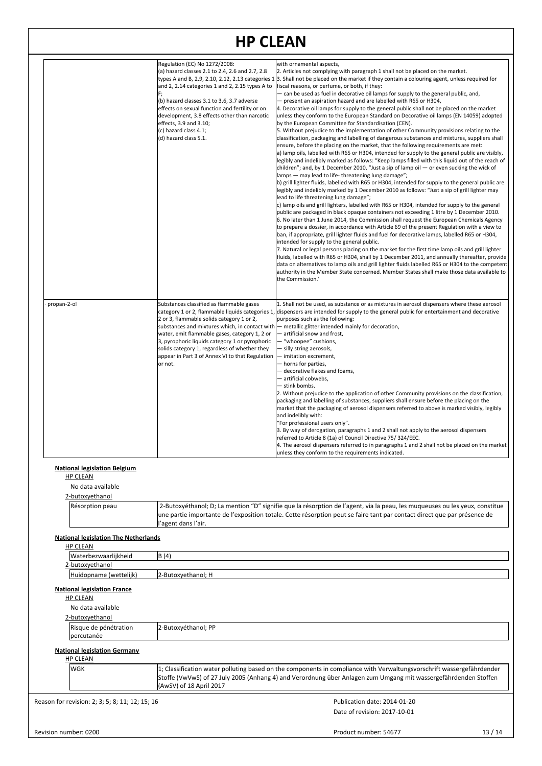|  | Regulation (EC) No 1272/2008:<br>(a) hazard classes 2.1 to 2.4, 2.6 and 2.7, 2.8 types A and B, 2.9, 2.10, 2.12, 2.13 categories 1 and 2, 2.14 categories 1 and 2, 2.15 types A to F;<br>(b) hazard classes 3.1 to 3.6, 3.7 adverse effects on sexual function and fertility or on development, 3.8 effects other than narcotic effects, 3.9 and 3.10;<br>(c) hazard class 4.1;<br>(d) hazard class 5.1. | with ornamental aspects,<br>2. Articles not complying with paragraph 1 shall not be placed on the market.<br>3. Shall not be placed on the market if they contain a colouring agent, unless required for fiscal reasons, or perfume, or both, if they:<br>— can be used as fuel in decorative oil lamps for supply to the general public, and,<br>— present an aspiration hazard and are labelled with R65 or H304,<br>4. Decorative oil lamps for supply to the general public shall not be placed on the market unless they conform to the European Standard on Decorative oil lamps (EN 14059) adopted by the European Committee for Standardisation (CEN).<br>5. Without prejudice to the implementation of other Community provisions relating to the classification, packaging and labelling of dangerous substances and mixtures, suppliers shall ensure, before the placing on the market, that the following requirements are met:<br>a) lamp oils, labelled with R65 or H304, intended for supply to the general public are visibly, legibly and indelibly marked as follows: "Keep lamps filled with this liquid out of the reach of children"; and, by 1 December 2010, "Just a sip of lamp oil — or even sucking the wick of lamps — may lead to life- threatening lung damage";<br>b) grill lighter fluids, labelled with R65 or H304, intended for supply to the general public are legibly and indelibly marked by 1 December 2010 as follows: "Just a sip of grill lighter may lead to life threatening lung damage";<br>c) lamp oils and grill lighters, labelled with R65 or H304, intended for supply to the general public are packaged in black opaque containers not exceeding 1 litre by 1 December 2010.<br>6. No later than 1 June 2014, the Commission shall request the European Chemicals Agency to prepare a dossier, in accordance with Article 69 of the present Regulation with a view to ban, if appropriate, grill lighter fluids and fuel for decorative lamps, labelled R65 or H304, intended for supply to the general public.<br>7. Natural or legal persons placing on the market for the first time lamp oils and grill lighter fluids, labelled with R65 or H304, shall by 1 December 2011, and annually thereafter, provide data on alternatives to lamp oils and grill lighter fluids labelled R65 or H304 to the competent authority in the Member State concerned. Member States shall make those data available to the Commission.' |
|---|---|---|
| · propan-2-ol | Substances classified as flammable gases category 1 or 2, flammable liquids categories 1, 2 or 3, flammable solids category 1 or 2, substances and mixtures which, in contact with water, emit flammable gases, category 1, 2 or 3, pyrophoric liquids category 1 or pyrophoric solids category 1, regardless of whether they appear in Part 3 of Annex VI to that Regulation or not. | 1. Shall not be used, as substance or as mixtures in aerosol dispensers where these aerosol dispensers are intended for supply to the general public for entertainment and decorative purposes such as the following:<br>— metallic glitter intended mainly for decoration,<br>— artificial snow and frost,<br>— "whoopee" cushions,<br>— silly string aerosols,<br>— imitation excrement,<br>— horns for parties,<br>— decorative flakes and foams,<br>— artificial cobwebs,<br>— stink bombs.<br>2. Without prejudice to the application of other Community provisions on the classification, packaging and labelling of substances, suppliers shall ensure before the placing on the market that the packaging of aerosol dispensers referred to above is marked visibly, legibly and indelibly with:<br>"For professional users only".<br>3. By way of derogation, paragraphs 1 and 2 shall not apply to the aerosol dispensers referred to Article 8 (1a) of Council Directive 75/ 324/EEC.<br>4. The aerosol dispensers referred to in paragraphs 1 and 2 shall not be placed on the market unless they conform to the requirements indicated. |

**National legislation Belgium**

HP CLEAN

No data available

2-butoxyethanol

| Résorption peau | 2-Butoxyéthanol; D; La mention "D" signifie que la résorption de l'agent, via la peau, les muqueuses ou les yeux, constitue une partie importante de l'exposition totale. Cette résorption peut se faire tant par contact direct que par présence de l'agent dans l'air. |
|---|---|

**National legislation The Netherlands**

HP CLEAN

| Waterbezwaarlijkheid | B (4) |
|---|---|

2-butoxyethanol

| Huidopname (wettelijk) | 2-Butoxyethanol; H |
|---|---|

**National legislation France**

HP CLEAN

No data available

2-butoxyethanol

| Risque de pénétration percutanée | 2-Butoxyéthanol; PP |
|---|---|

**National legislation Germany**

HP CLEAN

| WGK | 1; Classification water polluting based on the components in compliance with Verwaltungsvorschrift wassergefährdender Stoffe (VwVwS) of 27 July 2005 (Anhang 4) and Verordnung über Anlagen zum Umgang mit wassergefährdenden Stoffen (AwSV) of 18 April 2017 |
|---|---|

Reason for revision: 2; 3; 5; 8; 11; 12; 15; 16

Publication date: 2014-01-20

Date of revision: 2017-10-01

Revision number: 0200

Product number: 54677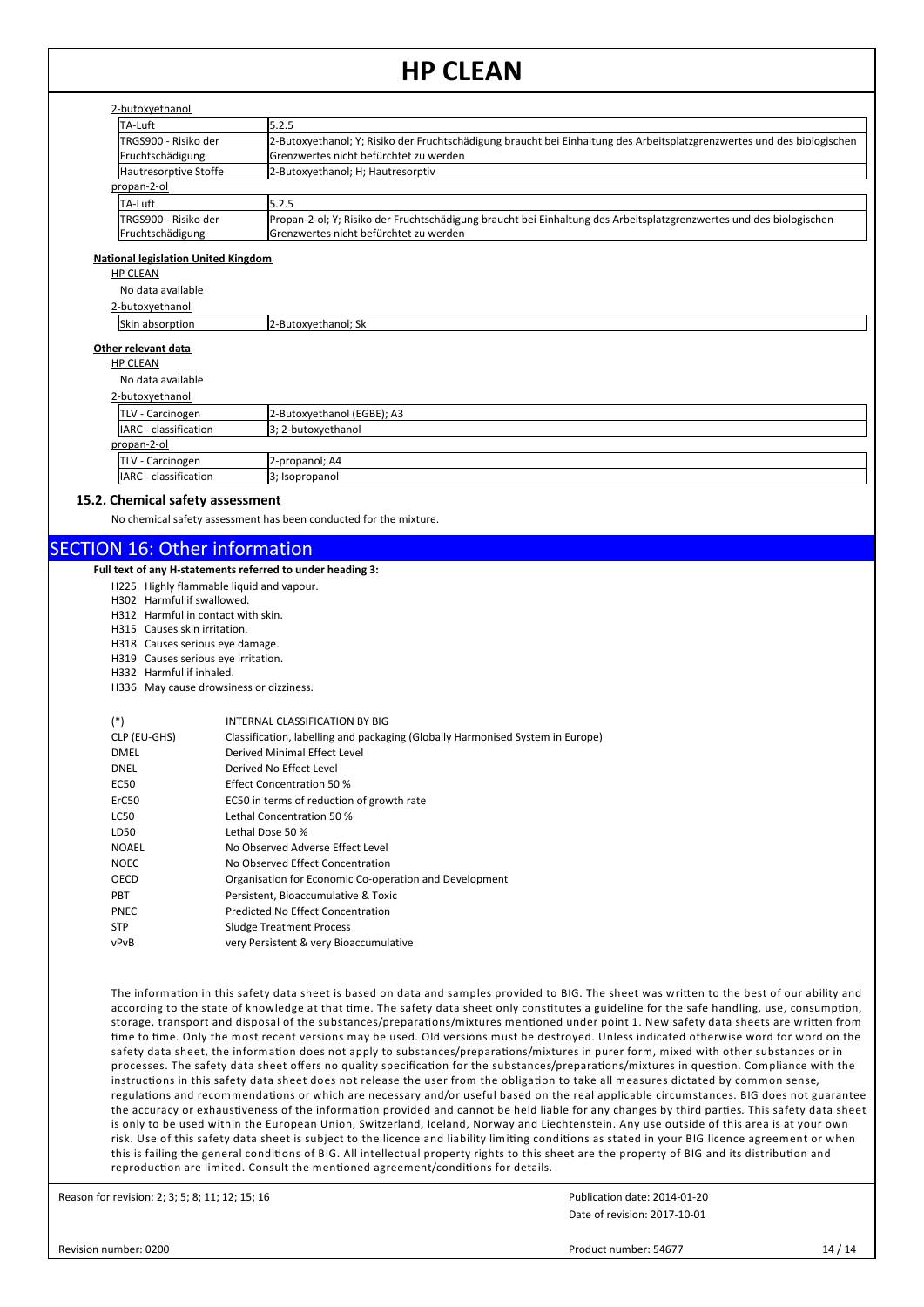2-butoxyethanol

| | |
|---|---|
| TA-Luft | 5.2.5 |
| TRGS900 - Risiko der Fruchtschädigung | 2-Butoxyethanol; Y; Risiko der Fruchtschädigung braucht bei Einhaltung des Arbeitsplatzgrenzwertes und des biologischen Grenzwertes nicht befürchtet zu werden |
| Hautresorptive Stoffe | 2-Butoxyethanol; H; Hautresorptiv |

propan-2-ol

| | |
|---|---|
| TA-Luft | 5.2.5 |
| TRGS900 - Risiko der Fruchtschädigung | Propan-2-ol; Y; Risiko der Fruchtschädigung braucht bei Einhaltung des Arbeitsplatzgrenzwertes und des biologischen Grenzwertes nicht befürchtet zu werden |

**National legislation United Kingdom**

HP CLEAN

No data available

2-butoxyethanol

| | |
|---|---|
| Skin absorption | 2-Butoxyethanol; Sk |

**Other relevant data**

HP CLEAN

No data available

2-butoxyethanol

| | |
|---|---|
| TLV - Carcinogen | 2-Butoxyethanol (EGBE); A3 |
| IARC - classification | 3; 2-butoxyethanol |

propan-2-ol

| | |
|---|---|
| TLV - Carcinogen | 2-propanol; A4 |
| IARC - classification | 3; Isopropanol |

### 15.2. Chemical safety assessment

No chemical safety assessment has been conducted for the mixture.

## SECTION 16: Other information

**Full text of any H-statements referred to under heading 3:**

- H225 Highly flammable liquid and vapour.
- H302 Harmful if swallowed.
- H312 Harmful in contact with skin.
- H315 Causes skin irritation.
- H318 Causes serious eye damage.
- H319 Causes serious eye irritation.
- H332 Harmful if inhaled.
- H336 May cause drowsiness or dizziness.

| | |
|---|---|
| (*) | INTERNAL CLASSIFICATION BY BIG |
| CLP (EU-GHS) | Classification, labelling and packaging (Globally Harmonised System in Europe) |
| DMEL | Derived Minimal Effect Level |
| DNEL | Derived No Effect Level |
| EC50 | Effect Concentration 50 % |
| ErC50 | EC50 in terms of reduction of growth rate |
| LC50 | Lethal Concentration 50 % |
| LD50 | Lethal Dose 50 % |
| NOAEL | No Observed Adverse Effect Level |
| NOEC | No Observed Effect Concentration |
| OECD | Organisation for Economic Co-operation and Development |
| PBT | Persistent, Bioaccumulative & Toxic |
| PNEC | Predicted No Effect Concentration |
| STP | Sludge Treatment Process |
| vPvB | very Persistent & very Bioaccumulative |

The information in this safety data sheet is based on data and samples provided to BIG. The sheet was written to the best of our ability and according to the state of knowledge at that time. The safety data sheet only constitutes a guideline for the safe handling, use, consumption, storage, transport and disposal of the substances/preparations/mixtures mentioned under point 1. New safety data sheets are written from time to time. Only the most recent versions may be used. Old versions must be destroyed. Unless indicated otherwise word for word on the safety data sheet, the information does not apply to substances/preparations/mixtures in purer form, mixed with other substances or in processes. The safety data sheet offers no quality specification for the substances/preparations/mixtures in question. Compliance with the instructions in this safety data sheet does not release the user from the obligation to take all measures dictated by common sense, regulations and recommendations or which are necessary and/or useful based on the real applicable circumstances. BIG does not guarantee the accuracy or exhaustiveness of the information provided and cannot be held liable for any changes by third parties. This safety data sheet is only to be used within the European Union, Switzerland, Iceland, Norway and Liechtenstein. Any use outside of this area is at your own risk. Use of this safety data sheet is subject to the licence and liability limiting conditions as stated in your BIG licence agreement or when this is failing the general conditions of BIG. All intellectual property rights to this sheet are the property of BIG and its distribution and reproduction are limited. Consult the mentioned agreement/conditions for details.

Reason for revision: 2; 3; 5; 8; 11; 12; 15; 16

Publication date: 2014-01-20

Date of revision: 2017-10-01

Revision number: 0200

Product number: 54677